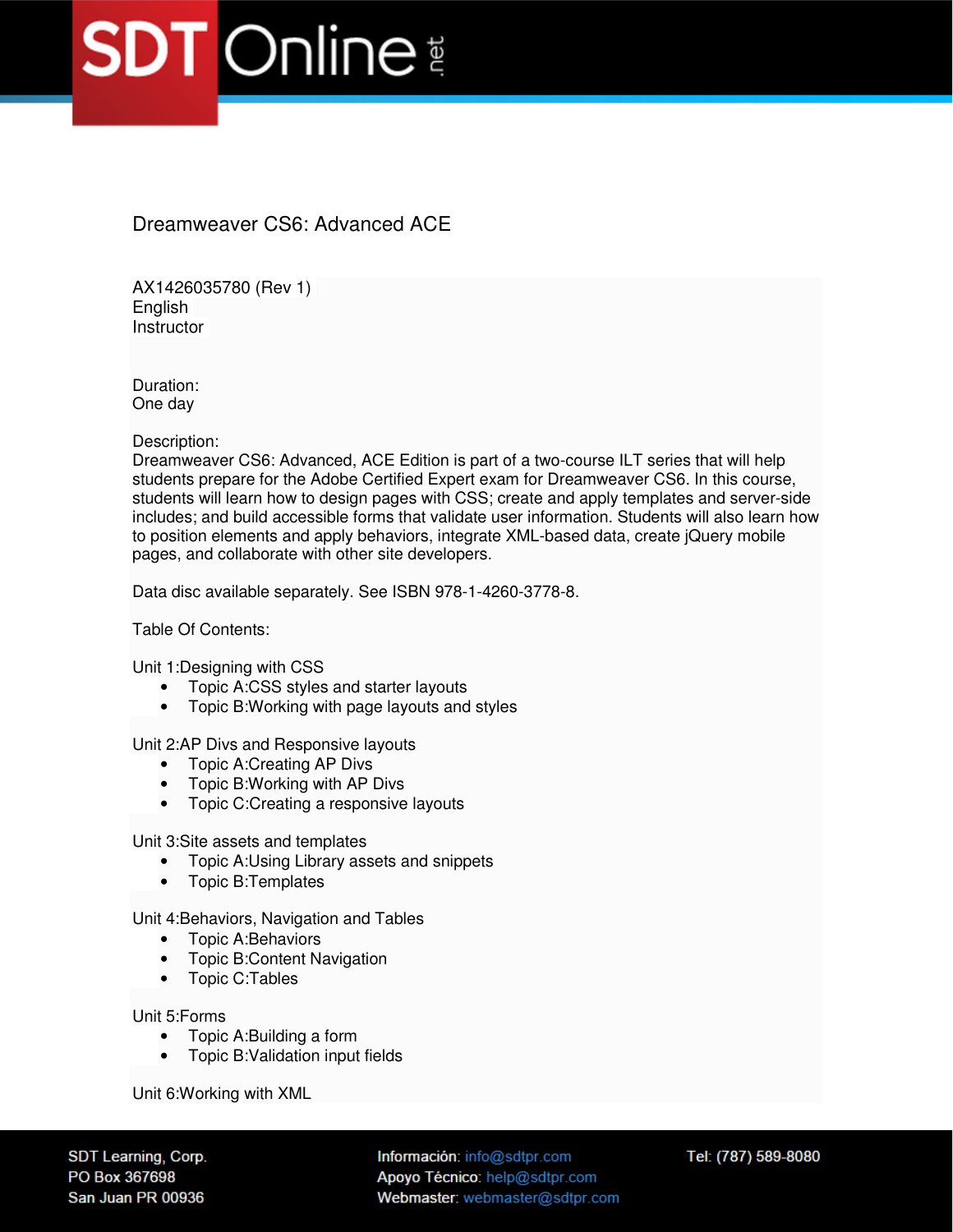# Dreamweaver CS6: Advanced ACE

AX1426035780 (Rev 1)
English
Instructor

Duration:
One day

Description:
Dreamweaver CS6: Advanced, ACE Edition is part of a two-course ILT series that will help students prepare for the Adobe Certified Expert exam for Dreamweaver CS6. In this course, students will learn how to design pages with CSS; create and apply templates and server-side includes; and build accessible forms that validate user information. Students will also learn how to position elements and apply behaviors, integrate XML-based data, create jQuery mobile pages, and collaborate with other site developers.

Data disc available separately. See ISBN 978-1-4260-3778-8.

Table Of Contents:

Unit 1:Designing with CSS
- Topic A:CSS styles and starter layouts
- Topic B:Working with page layouts and styles

Unit 2:AP Divs and Responsive layouts
- Topic A:Creating AP Divs
- Topic B:Working with AP Divs
- Topic C:Creating a responsive layouts

Unit 3:Site assets and templates
- Topic A:Using Library assets and snippets
- Topic B:Templates

Unit 4:Behaviors, Navigation and Tables
- Topic A:Behaviors
- Topic B:Content Navigation
- Topic C:Tables

Unit 5:Forms
- Topic A:Building a form
- Topic B:Validation input fields

Unit 6:Working with XML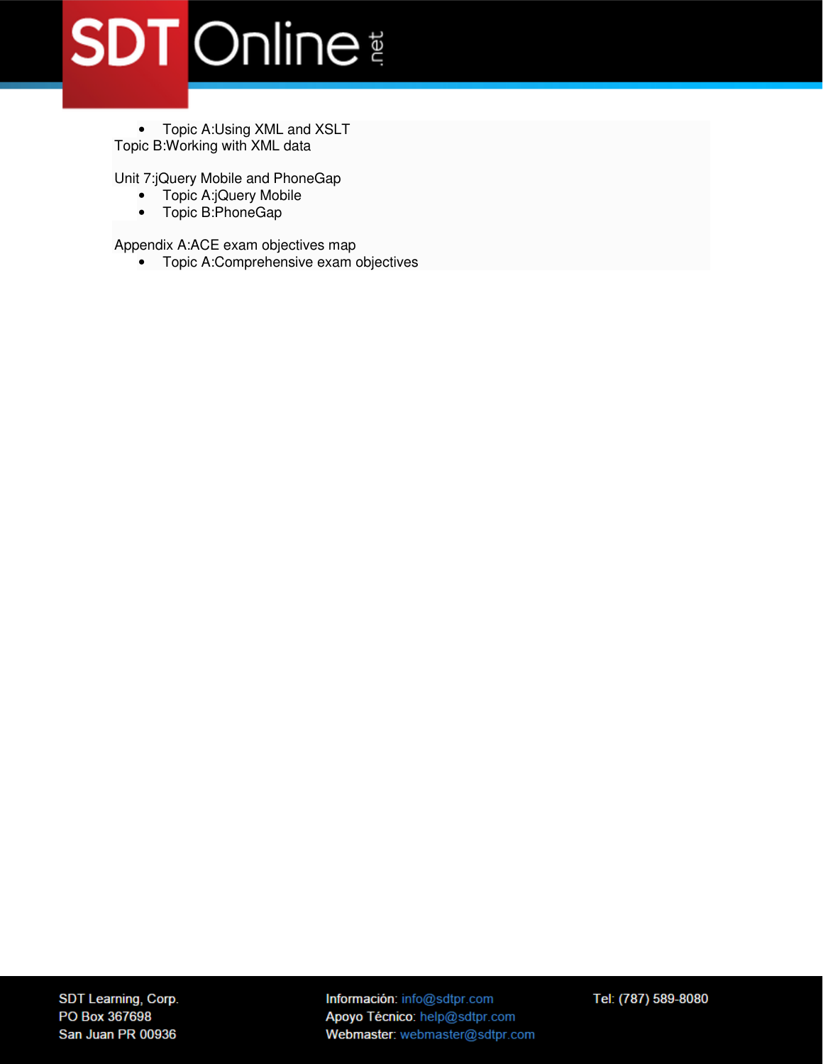- Topic A:Using XML and XSLT

Topic B:Working with XML data

Unit 7:jQuery Mobile and PhoneGap

- Topic A:jQuery Mobile
- Topic B:PhoneGap

Appendix A:ACE exam objectives map

- Topic A:Comprehensive exam objectives